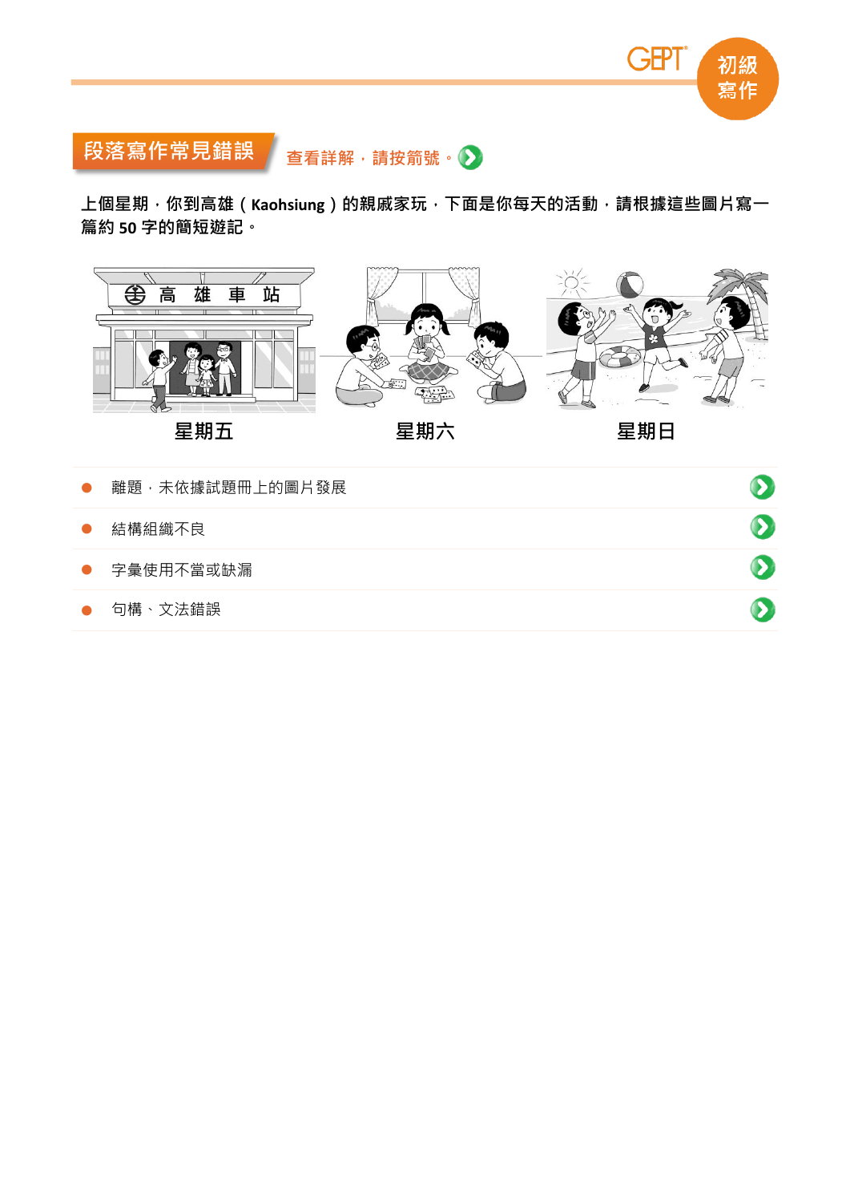## 段落寫作常見錯誤

查看詳解，請按箭號。

上個星期，你到高雄（Kaohsiung）的親戚家玩，下面是你每天的活動，請根據這些圖片寫一篇約 50 字的簡短遊記。

星期五　　星期六　　星期日

- 離題，未依據試題冊上的圖片發展
- 結構組織不良
- 字彙使用不當或缺漏
- 句構、文法錯誤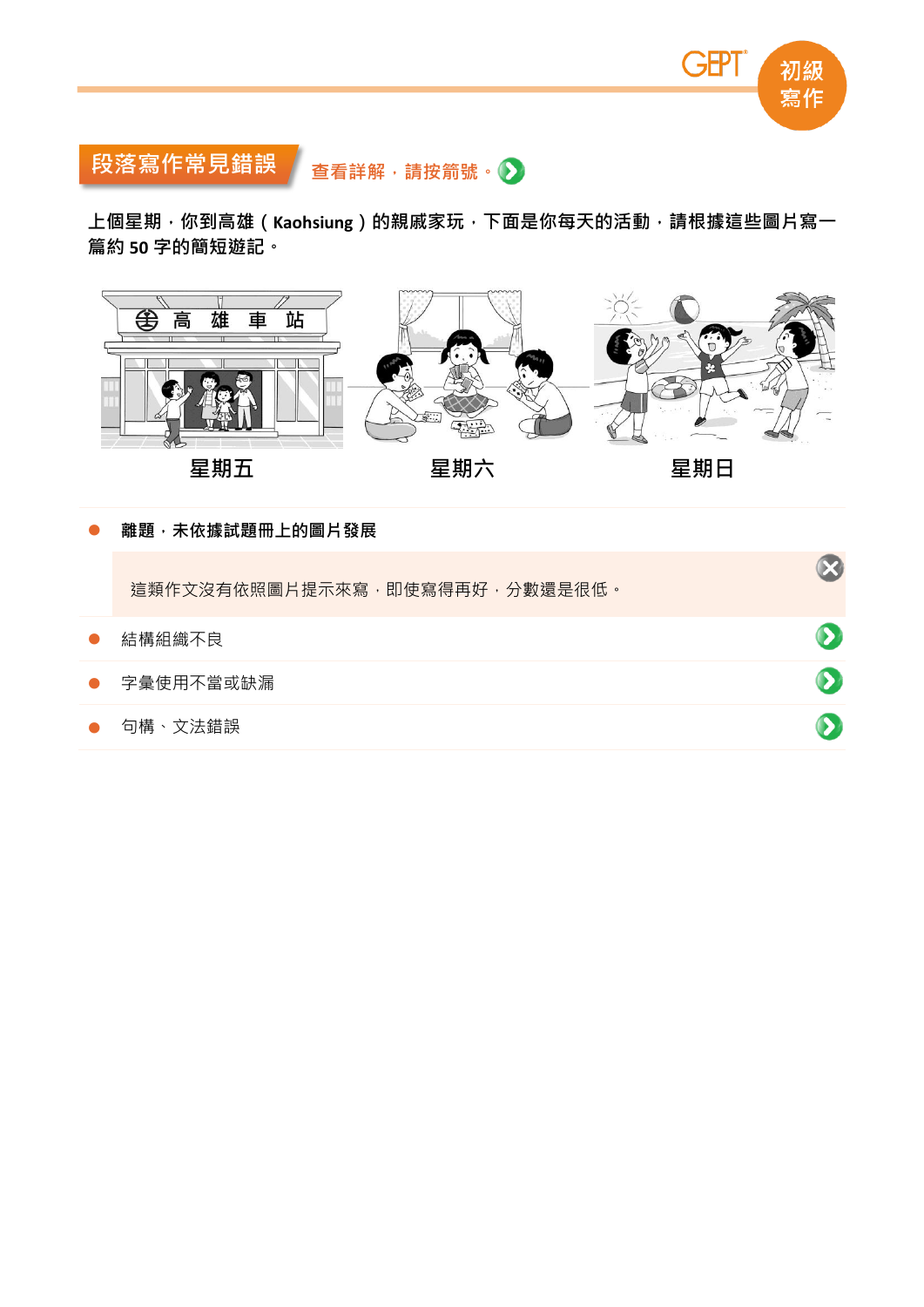## 段落寫作常見錯誤

查看詳解，請按箭號。

上個星期，你到高雄（Kaohsiung）的親戚家玩，下面是你每天的活動，請根據這些圖片寫一篇約 50 字的簡短遊記。

高雄車站

星期五　　星期六　　星期日

- **離題，未依據試題冊上的圖片發展**

  這類作文沒有依照圖片提示來寫，即使寫得再好，分數還是很低。

- 結構組織不良
- 字彙使用不當或缺漏
- 句構、文法錯誤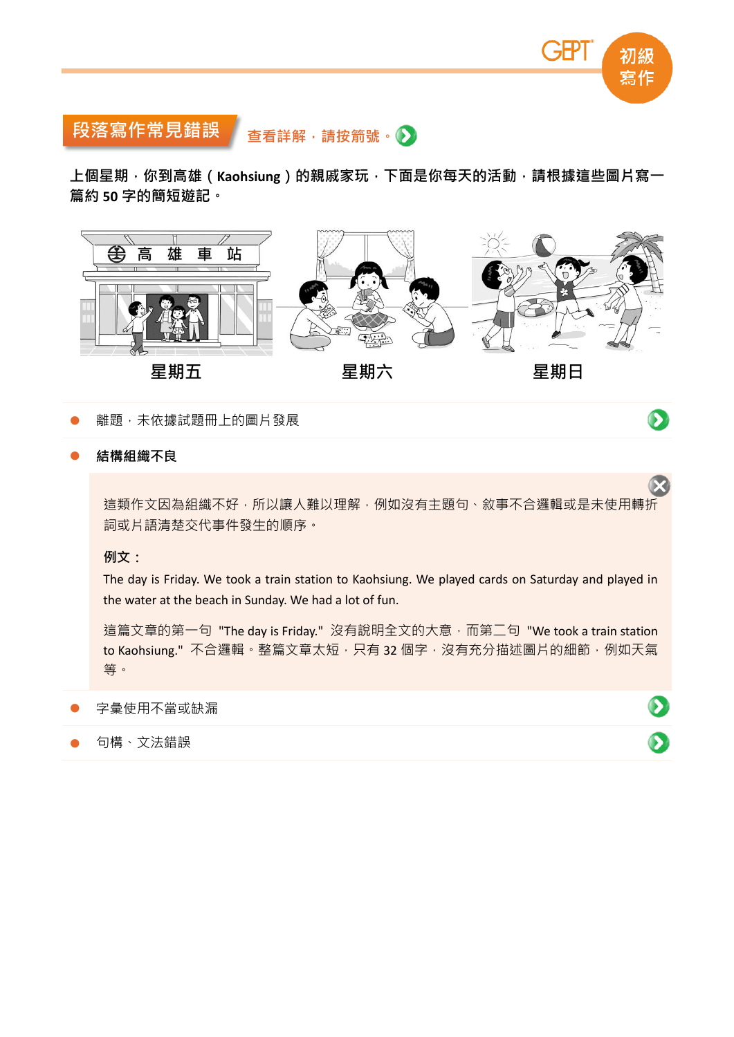## 段落寫作常見錯誤

查看詳解，請按箭號。

上個星期，你到高雄（Kaohsiung）的親戚家玩，下面是你每天的活動，請根據這些圖片寫一篇約 50 字的簡短遊記。

高 雄 車 站

星期五　　星期六　　星期日

- 離題，未依據試題冊上的圖片發展
- **結構組織不良**

  這類作文因為組織不好，所以讓人難以理解，例如沒有主題句、敘事不合邏輯或是未使用轉折詞或片語清楚交代事件發生的順序。

  **例文：**

  The day is Friday. We took a train station to Kaohsiung. We played cards on Saturday and played in the water at the beach in Sunday. We had a lot of fun.

  這篇文章的第一句 "The day is Friday." 沒有說明全文的大意，而第二句 "We took a train station to Kaohsiung." 不合邏輯。整篇文章太短，只有 32 個字，沒有充分描述圖片的細節，例如天氣等。

- 字彙使用不當或缺漏
- 句構、文法錯誤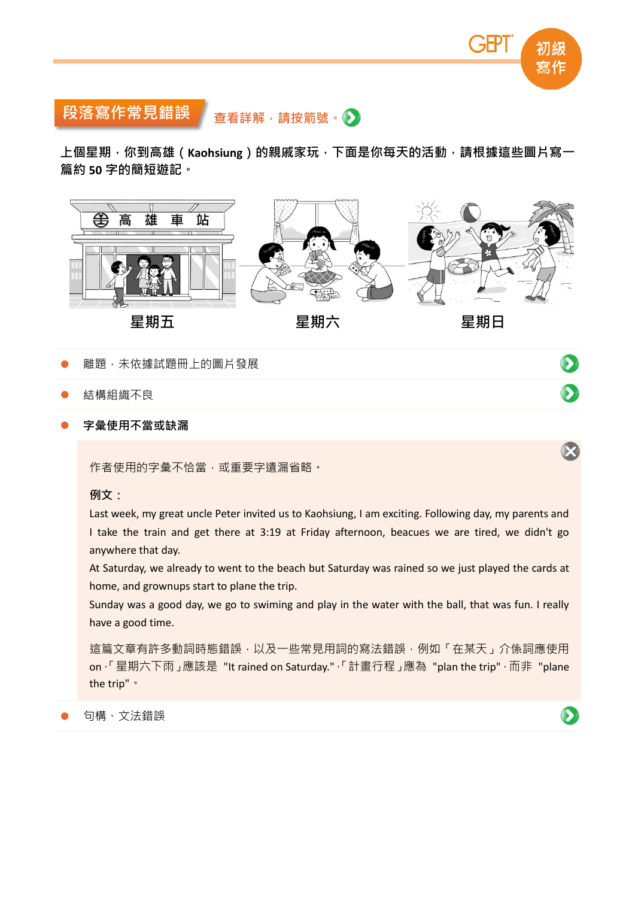## 段落寫作常見錯誤

查看詳解，請按箭號。

上個星期，你到高雄（Kaohsiung）的親戚家玩，下面是你每天的活動，請根據這些圖片寫一篇約 50 字的簡短遊記。

星期五　　星期六　　星期日

- 離題，未依據試題冊上的圖片發展
- 結構組織不良
- **字彙使用不當或缺漏**

作者使用的字彙不恰當，或重要字遺漏省略。

**例文：**

Last week, my great uncle Peter invited us to Kaohsiung, I am exciting. Following day, my parents and I take the train and get there at 3:19 at Friday afternoon, beacues we are tired, we didn't go anywhere that day.

At Saturday, we already to went to the beach but Saturday was rained so we just played the cards at home, and grownups start to plane the trip.

Sunday was a good day, we go to swiming and play in the water with the ball, that was fun. I really have a good time.

這篇文章有許多動詞時態錯誤，以及一些常見用詞的寫法錯誤，例如「在某天」介係詞應使用 on，「星期六下雨」應該是 "It rained on Saturday."，「計畫行程」應為 "plan the trip"，而非 "plane the trip"。

- 句構、文法錯誤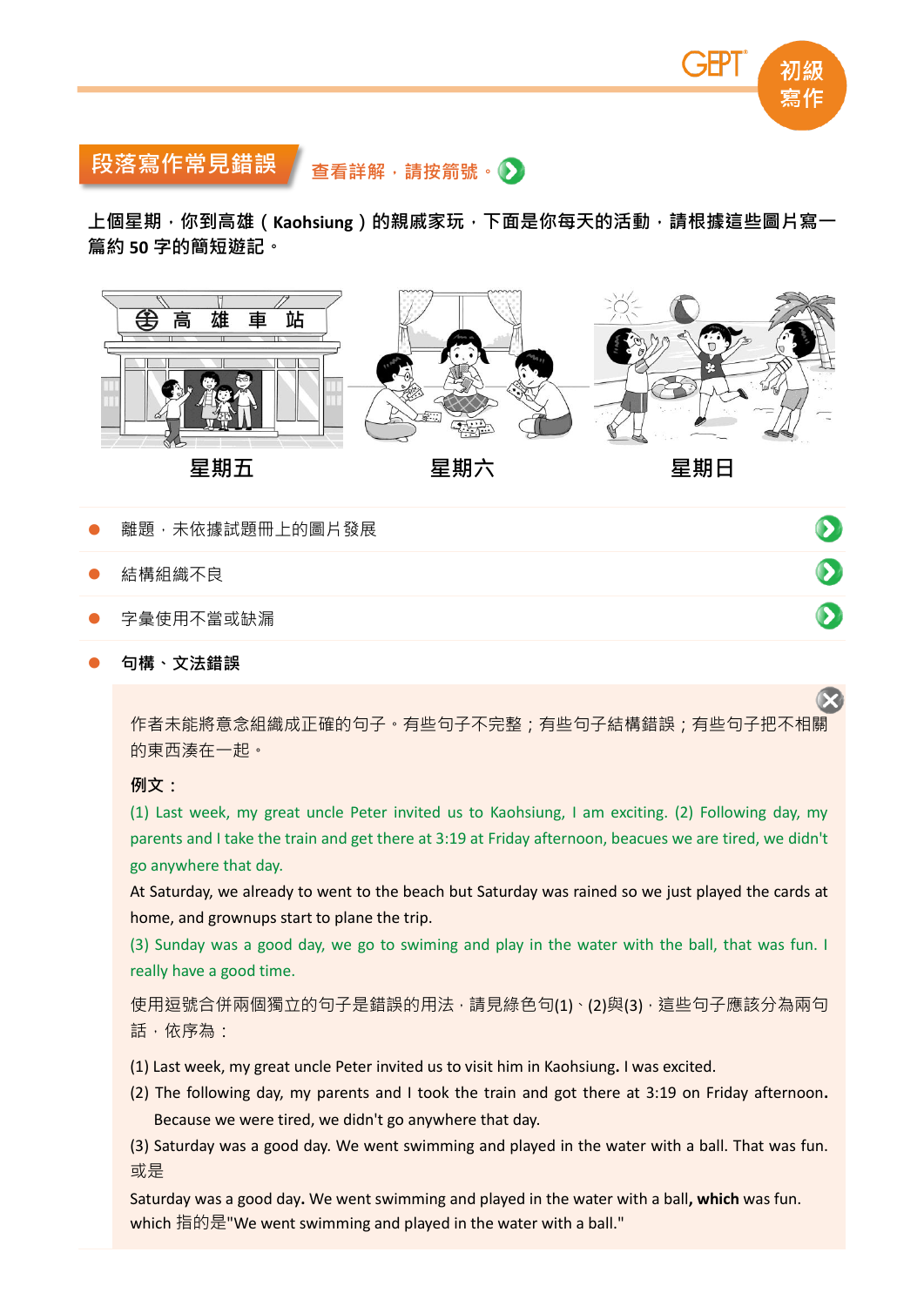## 段落寫作常見錯誤

查看詳解，請按箭號。

**上個星期，你到高雄（Kaohsiung）的親戚家玩，下面是你每天的活動，請根據這些圖片寫一篇約 50 字的簡短遊記。**

星期五　　星期六　　星期日

- 離題，未依據試題冊上的圖片發展
- 結構組織不良
- 字彙使用不當或缺漏
- **句構、文法錯誤**

作者未能將意念組織成正確的句子。有些句子不完整；有些句子結構錯誤；有些句子把不相關的東西湊在一起。

**例文：**

(1) Last week, my great uncle Peter invited us to Kaohsiung, I am exciting. (2) Following day, my parents and I take the train and get there at 3:19 at Friday afternoon, beacues we are tired, we didn't go anywhere that day.

At Saturday, we already to went to the beach but Saturday was rained so we just played the cards at home, and grownups start to plane the trip.

(3) Sunday was a good day, we go to swiming and play in the water with the ball, that was fun. I really have a good time.

使用逗號合併兩個獨立的句子是錯誤的用法，請見綠色句(1)、(2)與(3)，這些句子應該分為兩句話，依序為：

(1) Last week, my great uncle Peter invited us to visit him in Kaohsiung**.** I was excited.

(2) The following day, my parents and I took the train and got there at 3:19 on Friday afternoon**.** Because we were tired, we didn't go anywhere that day.

(3) Saturday was a good day. We went swimming and played in the water with a ball. That was fun.

或是

Saturday was a good day**.** We went swimming and played in the water with a ball**, which** was fun.

which 指的是"We went swimming and played in the water with a ball."